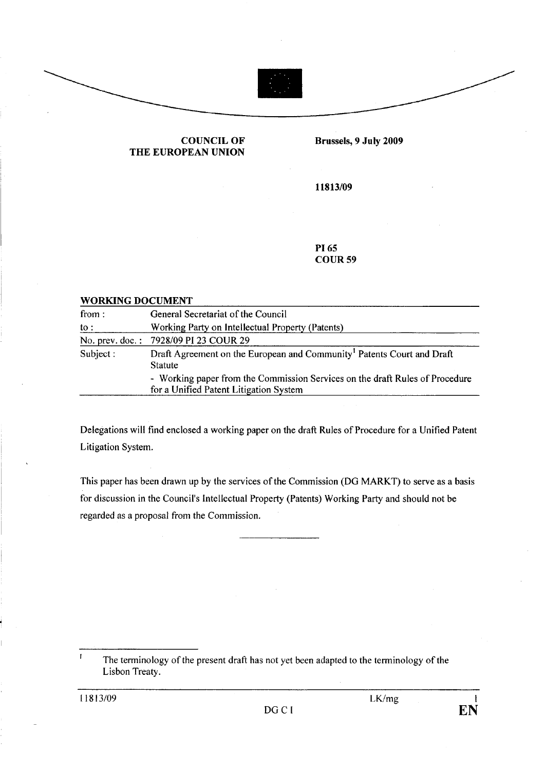**COUNCIL OF THE EUROPEAN UNION**

**Brussels, 9 July 2009**

**11813/09**

**PI 65**
**COUR 59**

**WORKING DOCUMENT**

| | |
|---|---|
| from : | General Secretariat of the Council |
| to : | Working Party on Intellectual Property (Patents) |
| No. prev. doc. : | 7928/09 PI 23 COUR 29 |
| Subject : | Draft Agreement on the European and Community[1] Patents Court and Draft Statute<br>- Working paper from the Commission Services on the draft Rules of Procedure for a Unified Patent Litigation System |

Delegations will find enclosed a working paper on the draft Rules of Procedure for a Unified Patent Litigation System.

This paper has been drawn up by the services of the Commission (DG MARKT) to serve as a basis for discussion in the Council's Intellectual Property (Patents) Working Party and should not be regarded as a proposal from the Commission.

---

[1] The terminology of the present draft has not yet been adapted to the terminology of the Lisbon Treaty.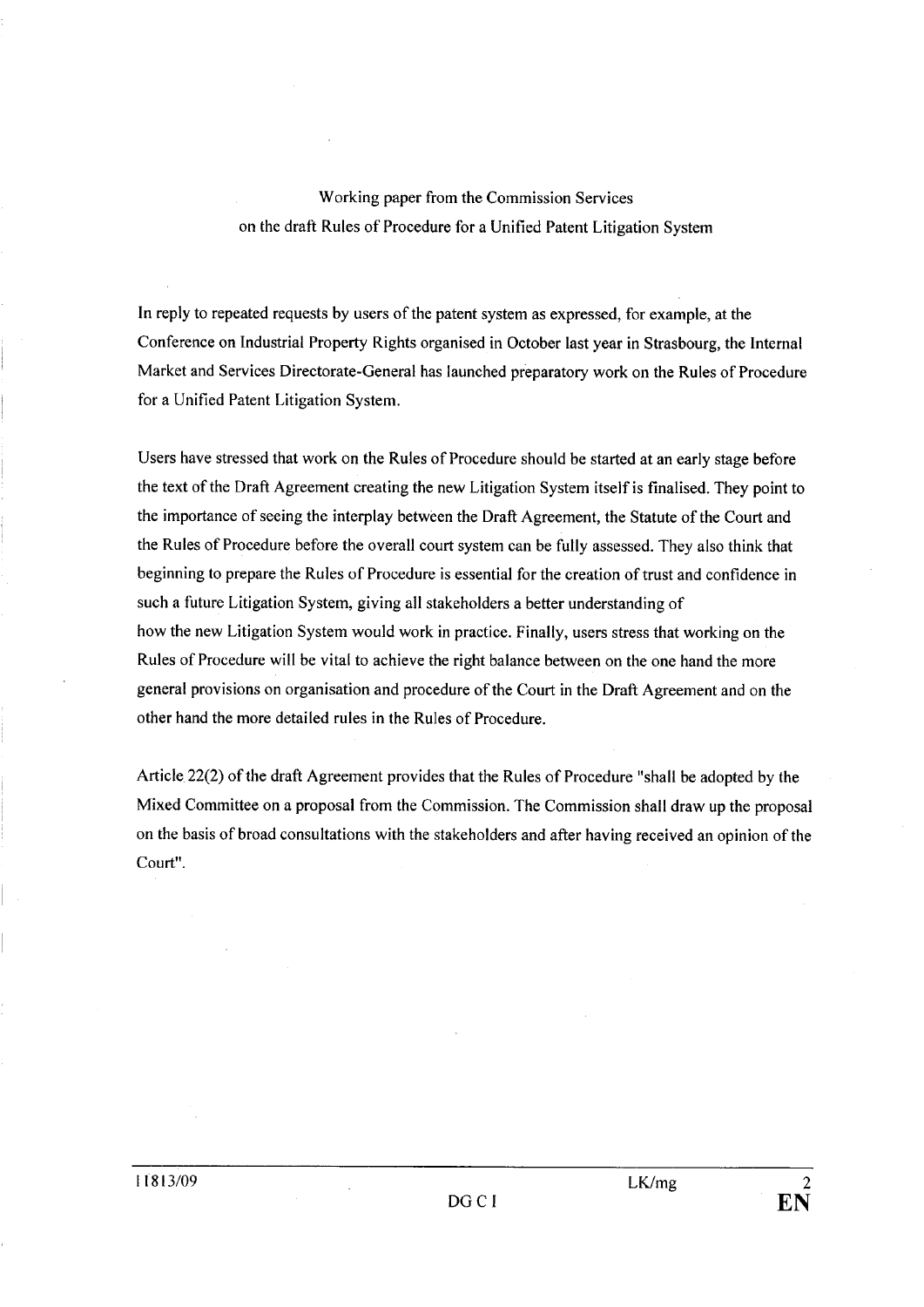Working paper from the Commission Services
on the draft Rules of Procedure for a Unified Patent Litigation System

In reply to repeated requests by users of the patent system as expressed, for example, at the Conference on Industrial Property Rights organised in October last year in Strasbourg, the Internal Market and Services Directorate-General has launched preparatory work on the Rules of Procedure for a Unified Patent Litigation System.

Users have stressed that work on the Rules of Procedure should be started at an early stage before the text of the Draft Agreement creating the new Litigation System itself is finalised. They point to the importance of seeing the interplay between the Draft Agreement, the Statute of the Court and the Rules of Procedure before the overall court system can be fully assessed. They also think that beginning to prepare the Rules of Procedure is essential for the creation of trust and confidence in such a future Litigation System, giving all stakeholders a better understanding of how the new Litigation System would work in practice. Finally, users stress that working on the Rules of Procedure will be vital to achieve the right balance between on the one hand the more general provisions on organisation and procedure of the Court in the Draft Agreement and on the other hand the more detailed rules in the Rules of Procedure.

Article 22(2) of the draft Agreement provides that the Rules of Procedure "shall be adopted by the Mixed Committee on a proposal from the Commission. The Commission shall draw up the proposal on the basis of broad consultations with the stakeholders and after having received an opinion of the Court".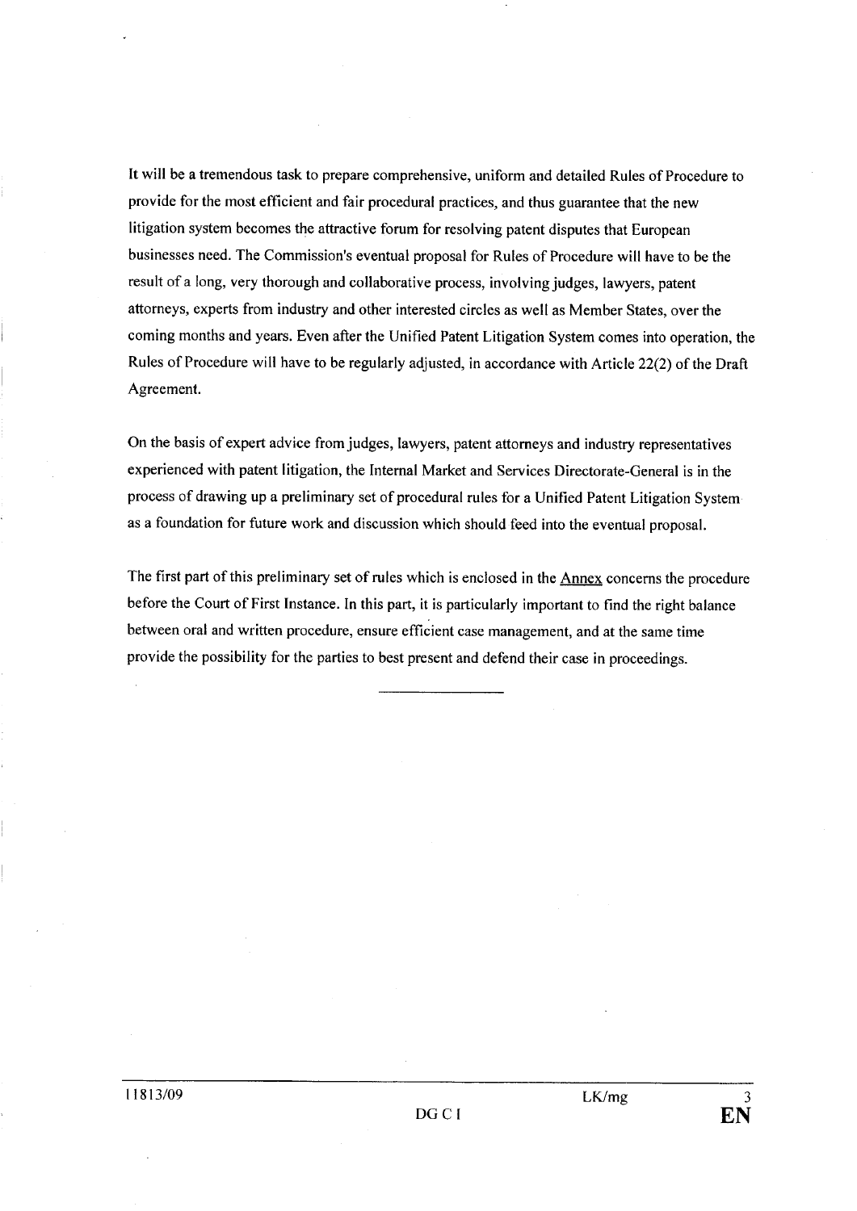It will be a tremendous task to prepare comprehensive, uniform and detailed Rules of Procedure to provide for the most efficient and fair procedural practices, and thus guarantee that the new litigation system becomes the attractive forum for resolving patent disputes that European businesses need. The Commission's eventual proposal for Rules of Procedure will have to be the result of a long, very thorough and collaborative process, involving judges, lawyers, patent attorneys, experts from industry and other interested circles as well as Member States, over the coming months and years. Even after the Unified Patent Litigation System comes into operation, the Rules of Procedure will have to be regularly adjusted, in accordance with Article 22(2) of the Draft Agreement.

On the basis of expert advice from judges, lawyers, patent attorneys and industry representatives experienced with patent litigation, the Internal Market and Services Directorate-General is in the process of drawing up a preliminary set of procedural rules for a Unified Patent Litigation System as a foundation for future work and discussion which should feed into the eventual proposal.

The first part of this preliminary set of rules which is enclosed in the <u>Annex</u> concerns the procedure before the Court of First Instance. In this part, it is particularly important to find the right balance between oral and written procedure, ensure efficient case management, and at the same time provide the possibility for the parties to best present and defend their case in proceedings.

---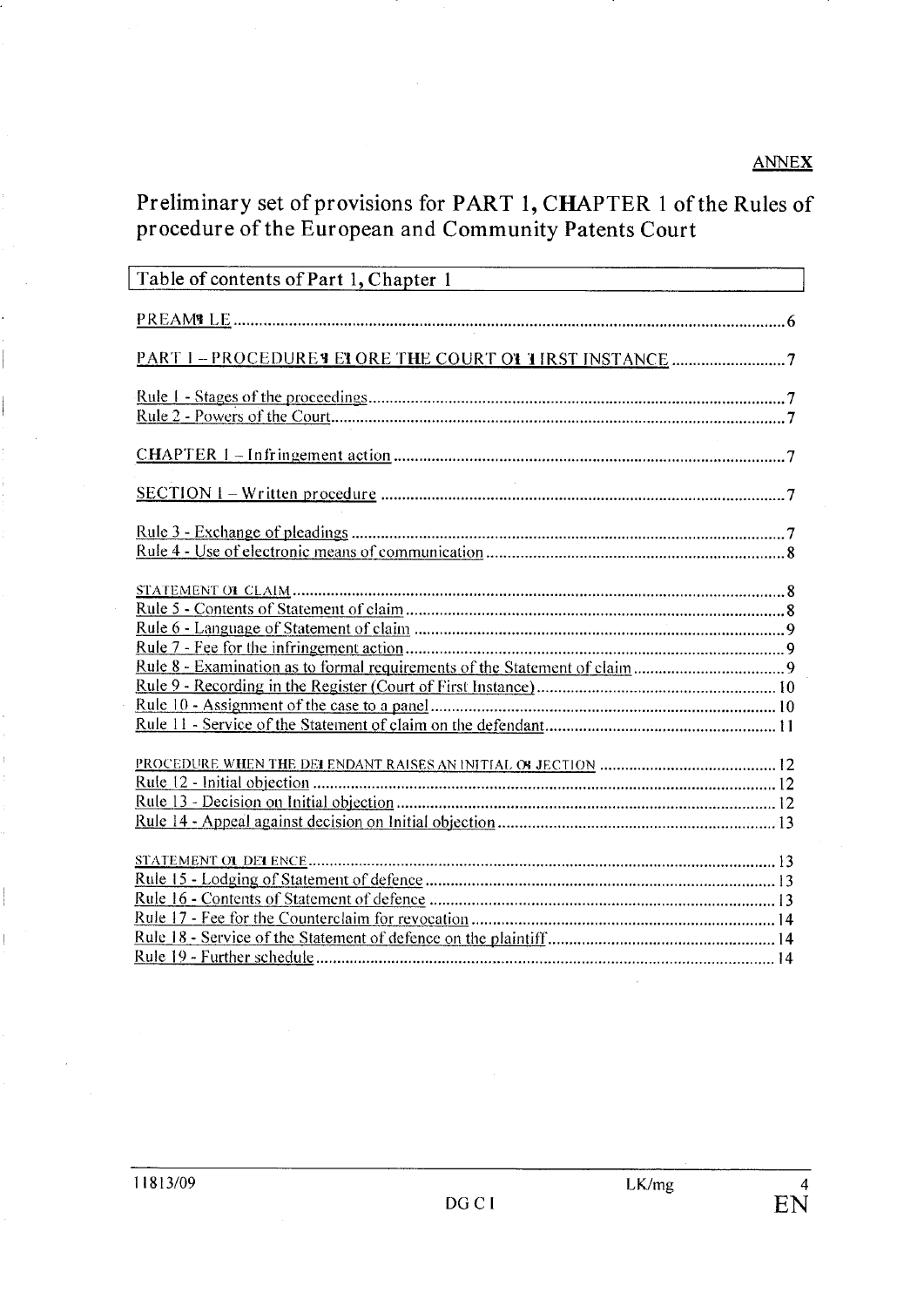ANNEX

# Preliminary set of provisions for PART 1, CHAPTER 1 of the Rules of procedure of the European and Community Patents Court

## Table of contents of Part 1, Chapter 1

PREAMBLE ........................................................................ 6

PART I – PROCEDURES BEFORE THE COURT OF FIRST INSTANCE ........................................ 7

Rule 1 - Stages of the proceedings ........................................................................ 7
Rule 2 - Powers of the Court ........................................................................ 7

CHAPTER 1 – Infringement action ........................................................................ 7

SECTION 1 – Written procedure ........................................................................ 7

Rule 3 - Exchange of pleadings ........................................................................ 7
Rule 4 - Use of electronic means of communication ........................................................................ 8

STATEMENT OF CLAIM ........................................................................ 8
Rule 5 - Contents of Statement of claim ........................................................................ 8
Rule 6 - Language of Statement of claim ........................................................................ 9
Rule 7 - Fee for the infringement action ........................................................................ 9
Rule 8 - Examination as to formal requirements of the Statement of claim ........................................................................ 9
Rule 9 - Recording in the Register (Court of First Instance) ........................................................................ 10
Rule 10 - Assignment of the case to a panel ........................................................................ 10
Rule 11 - Service of the Statement of claim on the defendant ........................................................................ 11

PROCEDURE WHEN THE DEFENDANT RAISES AN INITIAL OBJECTION ........................................................................ 12
Rule 12 - Initial objection ........................................................................ 12
Rule 13 - Decision on Initial objection ........................................................................ 12
Rule 14 - Appeal against decision on Initial objection ........................................................................ 13

STATEMENT OF DEFENCE ........................................................................ 13
Rule 15 - Lodging of Statement of defence ........................................................................ 13
Rule 16 - Contents of Statement of defence ........................................................................ 13
Rule 17 - Fee for the Counterclaim for revocation ........................................................................ 14
Rule 18 - Service of the Statement of defence on the plaintiff ........................................................................ 14
Rule 19 - Further schedule ........................................................................ 14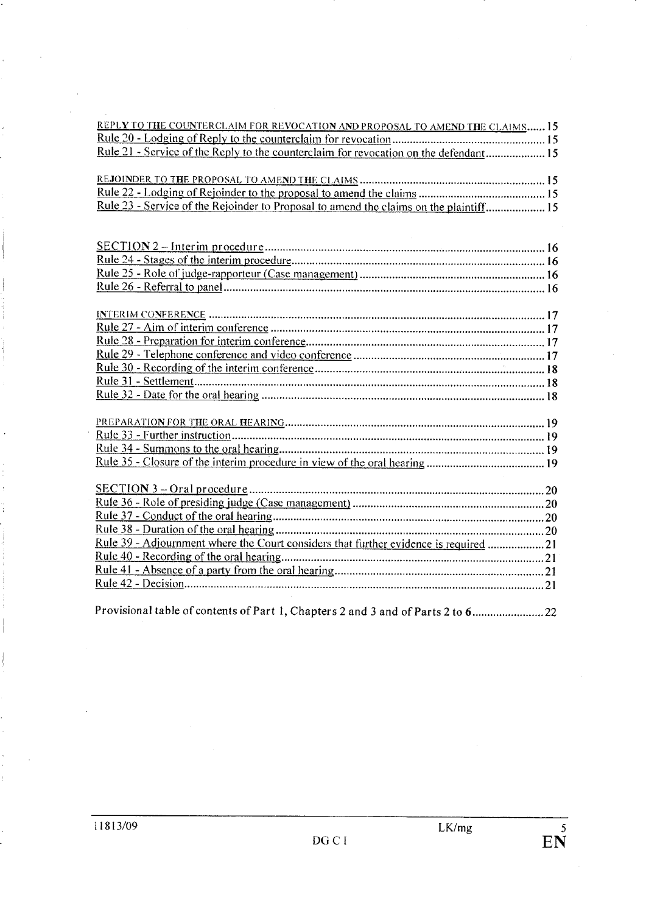REPLY TO THE COUNTERCLAIM FOR REVOCATION AND PROPOSAL TO AMEND THE CLAIMS ...... 15
Rule 20 - Lodging of Reply to the counterclaim for revocation ...... 15
Rule 21 - Service of the Reply to the counterclaim for revocation on the defendant ...... 15

REJOINDER TO THE PROPOSAL TO AMEND THE CLAIMS ...... 15
Rule 22 - Lodging of Rejoinder to the proposal to amend the claims ...... 15
Rule 23 - Service of the Rejoinder to Proposal to amend the claims on the plaintiff ...... 15

SECTION 2 – Interim procedure ...... 16
Rule 24 - Stages of the interim procedure ...... 16
Rule 25 - Role of judge-rapporteur (Case management) ...... 16
Rule 26 - Referral to panel ...... 16

INTERIM CONFERENCE ...... 17
Rule 27 - Aim of interim conference ...... 17
Rule 28 - Preparation for interim conference ...... 17
Rule 29 - Telephone conference and video conference ...... 17
Rule 30 - Recording of the interim conference ...... 18
Rule 31 - Settlement ...... 18
Rule 32 - Date for the oral hearing ...... 18

PREPARATION FOR THE ORAL HEARING ...... 19
Rule 33 - Further instruction ...... 19
Rule 34 - Summons to the oral hearing ...... 19
Rule 35 - Closure of the interim procedure in view of the oral hearing ...... 19

SECTION 3 – Oral procedure ...... 20
Rule 36 - Role of presiding judge (Case management) ...... 20
Rule 37 - Conduct of the oral hearing ...... 20
Rule 38 - Duration of the oral hearing ...... 20
Rule 39 - Adjournment where the Court considers that further evidence is required ...... 21
Rule 40 - Recording of the oral hearing ...... 21
Rule 41 - Absence of a party from the oral hearing ...... 21
Rule 42 - Decision ...... 21

Provisional table of contents of Part 1, Chapters 2 and 3 and of Parts 2 to 6 ...... 22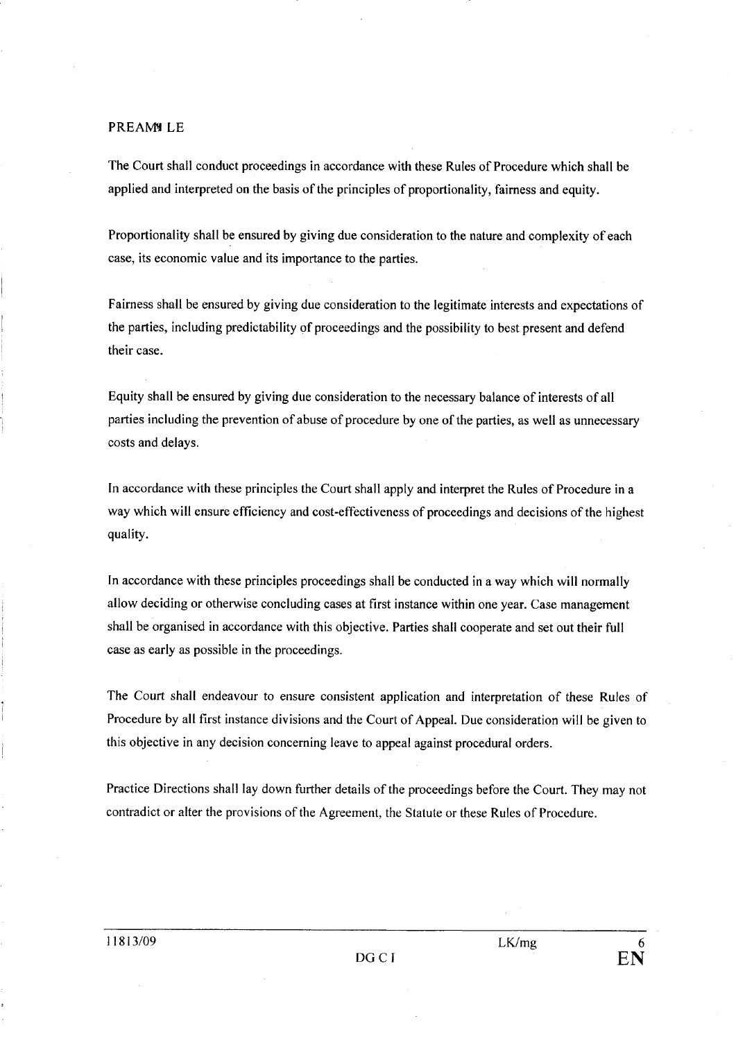# PREAMBLE

The Court shall conduct proceedings in accordance with these Rules of Procedure which shall be applied and interpreted on the basis of the principles of proportionality, fairness and equity.

Proportionality shall be ensured by giving due consideration to the nature and complexity of each case, its economic value and its importance to the parties.

Fairness shall be ensured by giving due consideration to the legitimate interests and expectations of the parties, including predictability of proceedings and the possibility to best present and defend their case.

Equity shall be ensured by giving due consideration to the necessary balance of interests of all parties including the prevention of abuse of procedure by one of the parties, as well as unnecessary costs and delays.

In accordance with these principles the Court shall apply and interpret the Rules of Procedure in a way which will ensure efficiency and cost-effectiveness of proceedings and decisions of the highest quality.

In accordance with these principles proceedings shall be conducted in a way which will normally allow deciding or otherwise concluding cases at first instance within one year. Case management shall be organised in accordance with this objective. Parties shall cooperate and set out their full case as early as possible in the proceedings.

The Court shall endeavour to ensure consistent application and interpretation of these Rules of Procedure by all first instance divisions and the Court of Appeal. Due consideration will be given to this objective in any decision concerning leave to appeal against procedural orders.

Practice Directions shall lay down further details of the proceedings before the Court. They may not contradict or alter the provisions of the Agreement, the Statute or these Rules of Procedure.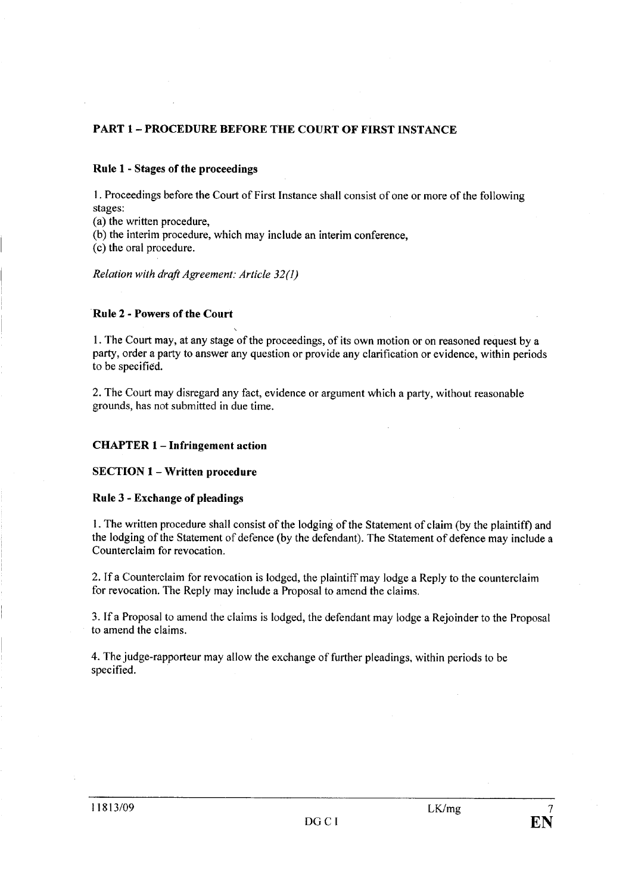## PART 1 – PROCEDURE BEFORE THE COURT OF FIRST INSTANCE

### Rule 1 - Stages of the proceedings

1. Proceedings before the Court of First Instance shall consist of one or more of the following stages:
(a) the written procedure,
(b) the interim procedure, which may include an interim conference,
(c) the oral procedure.

*Relation with draft Agreement: Article 32(1)*

### Rule 2 - Powers of the Court

1. The Court may, at any stage of the proceedings, of its own motion or on reasoned request by a party, order a party to answer any question or provide any clarification or evidence, within periods to be specified.

2. The Court may disregard any fact, evidence or argument which a party, without reasonable grounds, has not submitted in due time.

## CHAPTER 1 – Infringement action

### SECTION 1 – Written procedure

### Rule 3 - Exchange of pleadings

1. The written procedure shall consist of the lodging of the Statement of claim (by the plaintiff) and the lodging of the Statement of defence (by the defendant). The Statement of defence may include a Counterclaim for revocation.

2. If a Counterclaim for revocation is lodged, the plaintiff may lodge a Reply to the counterclaim for revocation. The Reply may include a Proposal to amend the claims.

3. If a Proposal to amend the claims is lodged, the defendant may lodge a Rejoinder to the Proposal to amend the claims.

4. The judge-rapporteur may allow the exchange of further pleadings, within periods to be specified.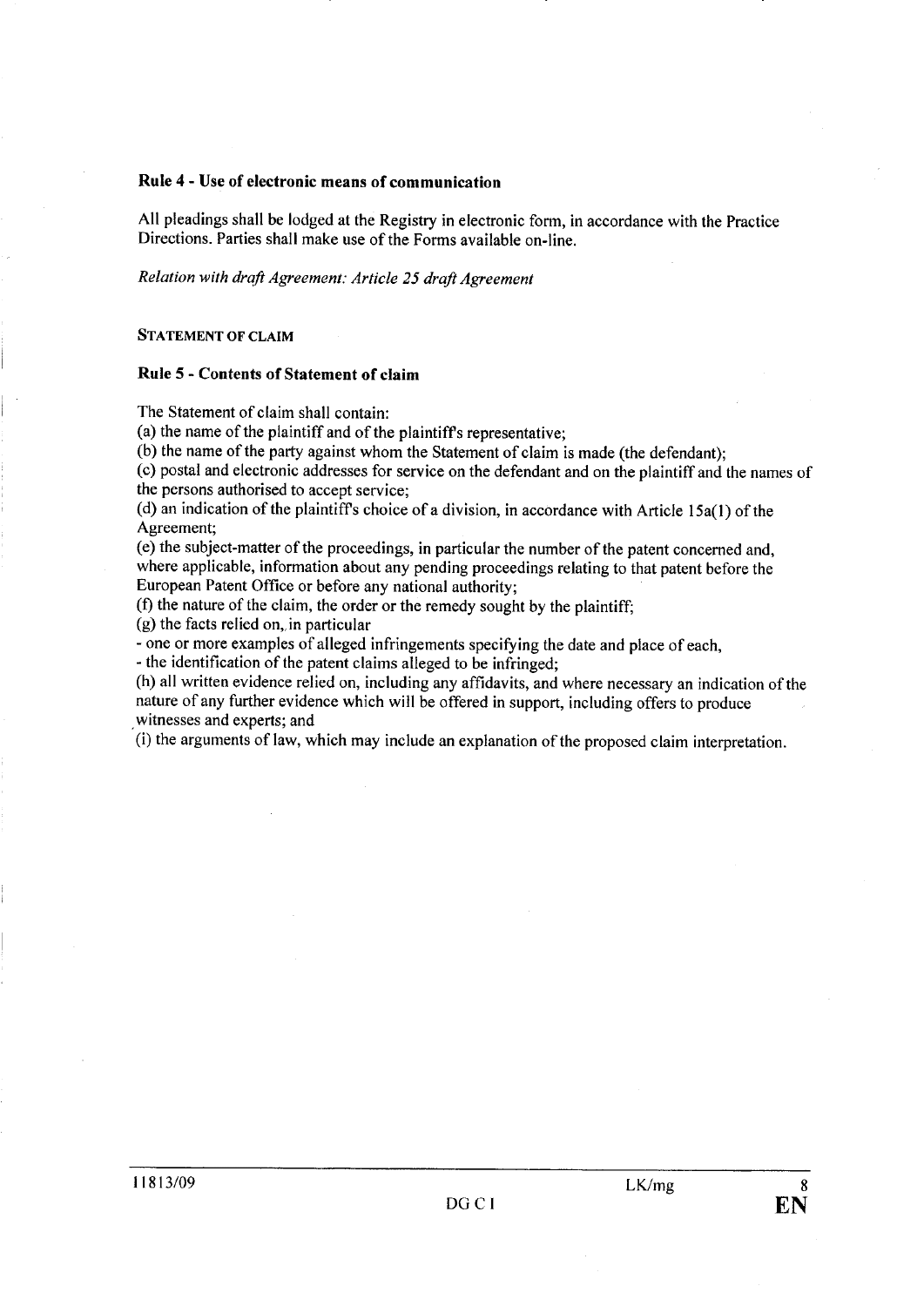**Rule 4 - Use of electronic means of communication**

All pleadings shall be lodged at the Registry in electronic form, in accordance with the Practice Directions. Parties shall make use of the Forms available on-line.

*Relation with draft Agreement: Article 25 draft Agreement*

STATEMENT OF CLAIM

**Rule 5 - Contents of Statement of claim**

The Statement of claim shall contain:

(a) the name of the plaintiff and of the plaintiff's representative;

(b) the name of the party against whom the Statement of claim is made (the defendant);

(c) postal and electronic addresses for service on the defendant and on the plaintiff and the names of the persons authorised to accept service;

(d) an indication of the plaintiff's choice of a division, in accordance with Article 15a(1) of the Agreement;

(e) the subject-matter of the proceedings, in particular the number of the patent concerned and, where applicable, information about any pending proceedings relating to that patent before the European Patent Office or before any national authority;

(f) the nature of the claim, the order or the remedy sought by the plaintiff;

(g) the facts relied on, in particular

- one or more examples of alleged infringements specifying the date and place of each,
- the identification of the patent claims alleged to be infringed;

(h) all written evidence relied on, including any affidavits, and where necessary an indication of the nature of any further evidence which will be offered in support, including offers to produce witnesses and experts; and

(i) the arguments of law, which may include an explanation of the proposed claim interpretation.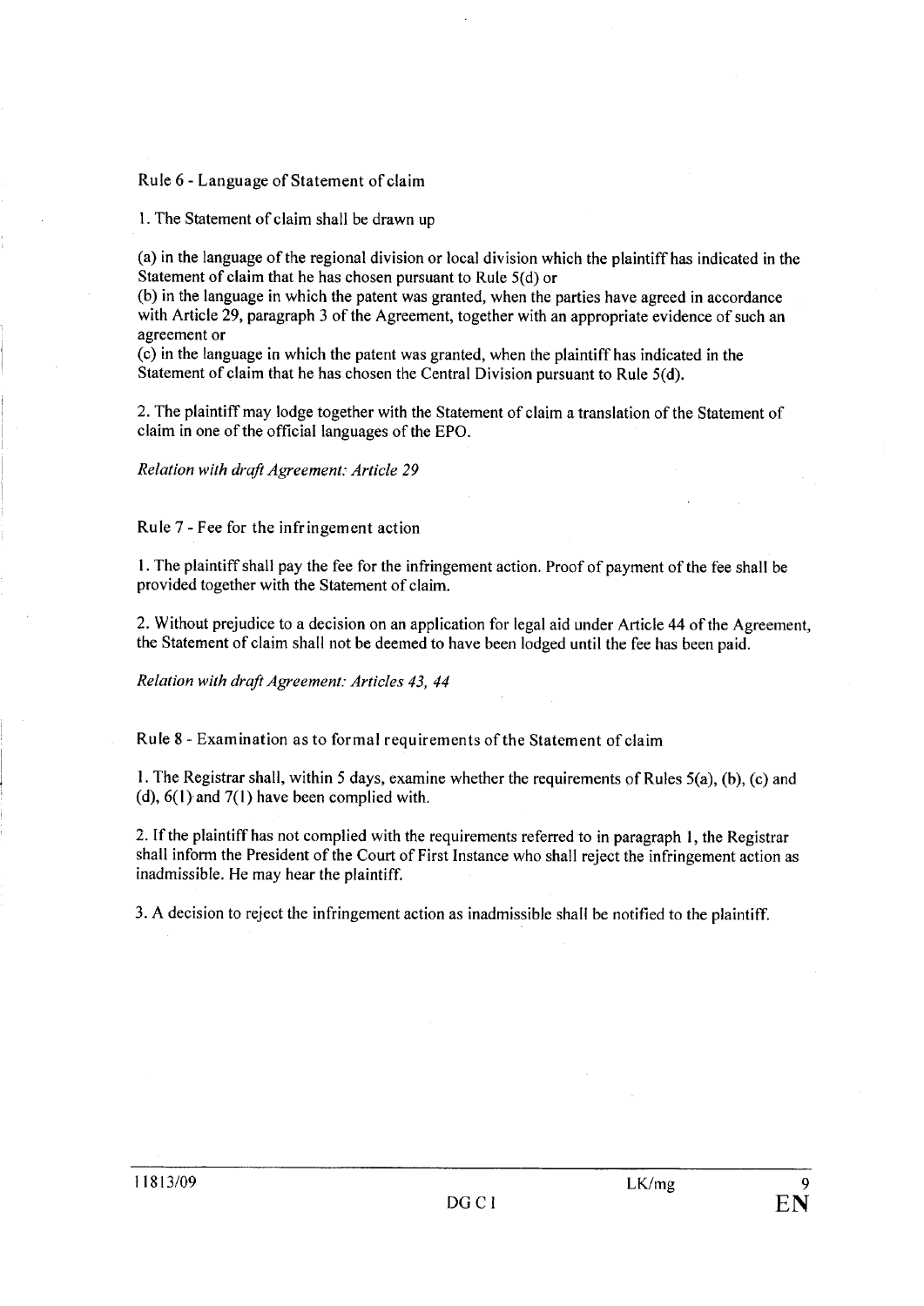Rule 6 - Language of Statement of claim

1. The Statement of claim shall be drawn up

(a) in the language of the regional division or local division which the plaintiff has indicated in the Statement of claim that he has chosen pursuant to Rule 5(d) or
(b) in the language in which the patent was granted, when the parties have agreed in accordance with Article 29, paragraph 3 of the Agreement, together with an appropriate evidence of such an agreement or
(c) in the language in which the patent was granted, when the plaintiff has indicated in the Statement of claim that he has chosen the Central Division pursuant to Rule 5(d).

2. The plaintiff may lodge together with the Statement of claim a translation of the Statement of claim in one of the official languages of the EPO.

*Relation with draft Agreement: Article 29*

Rule 7 - Fee for the infringement action

1. The plaintiff shall pay the fee for the infringement action. Proof of payment of the fee shall be provided together with the Statement of claim.

2. Without prejudice to a decision on an application for legal aid under Article 44 of the Agreement, the Statement of claim shall not be deemed to have been lodged until the fee has been paid.

*Relation with draft Agreement: Articles 43, 44*

Rule 8 - Examination as to formal requirements of the Statement of claim

1. The Registrar shall, within 5 days, examine whether the requirements of Rules 5(a), (b), (c) and (d), 6(1) and 7(1) have been complied with.

2. If the plaintiff has not complied with the requirements referred to in paragraph 1, the Registrar shall inform the President of the Court of First Instance who shall reject the infringement action as inadmissible. He may hear the plaintiff.

3. A decision to reject the infringement action as inadmissible shall be notified to the plaintiff.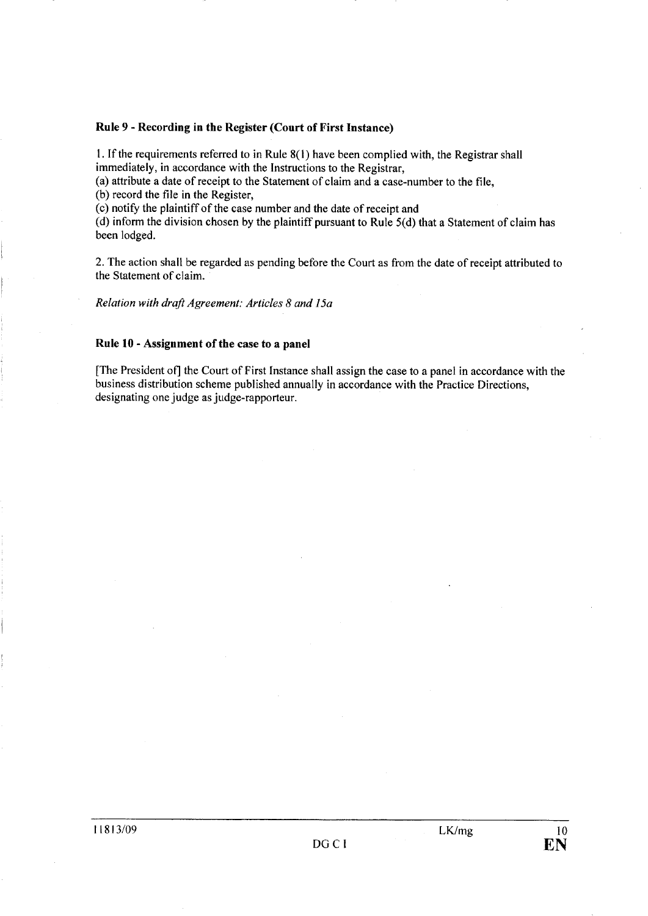**Rule 9 - Recording in the Register (Court of First Instance)**

1. If the requirements referred to in Rule 8(1) have been complied with, the Registrar shall immediately, in accordance with the Instructions to the Registrar,
(a) attribute a date of receipt to the Statement of claim and a case-number to the file,
(b) record the file in the Register,
(c) notify the plaintiff of the case number and the date of receipt and
(d) inform the division chosen by the plaintiff pursuant to Rule 5(d) that a Statement of claim has been lodged.

2. The action shall be regarded as pending before the Court as from the date of receipt attributed to the Statement of claim.

*Relation with draft Agreement: Articles 8 and 15a*

**Rule 10 - Assignment of the case to a panel**

[The President of] the Court of First Instance shall assign the case to a panel in accordance with the business distribution scheme published annually in accordance with the Practice Directions, designating one judge as judge-rapporteur.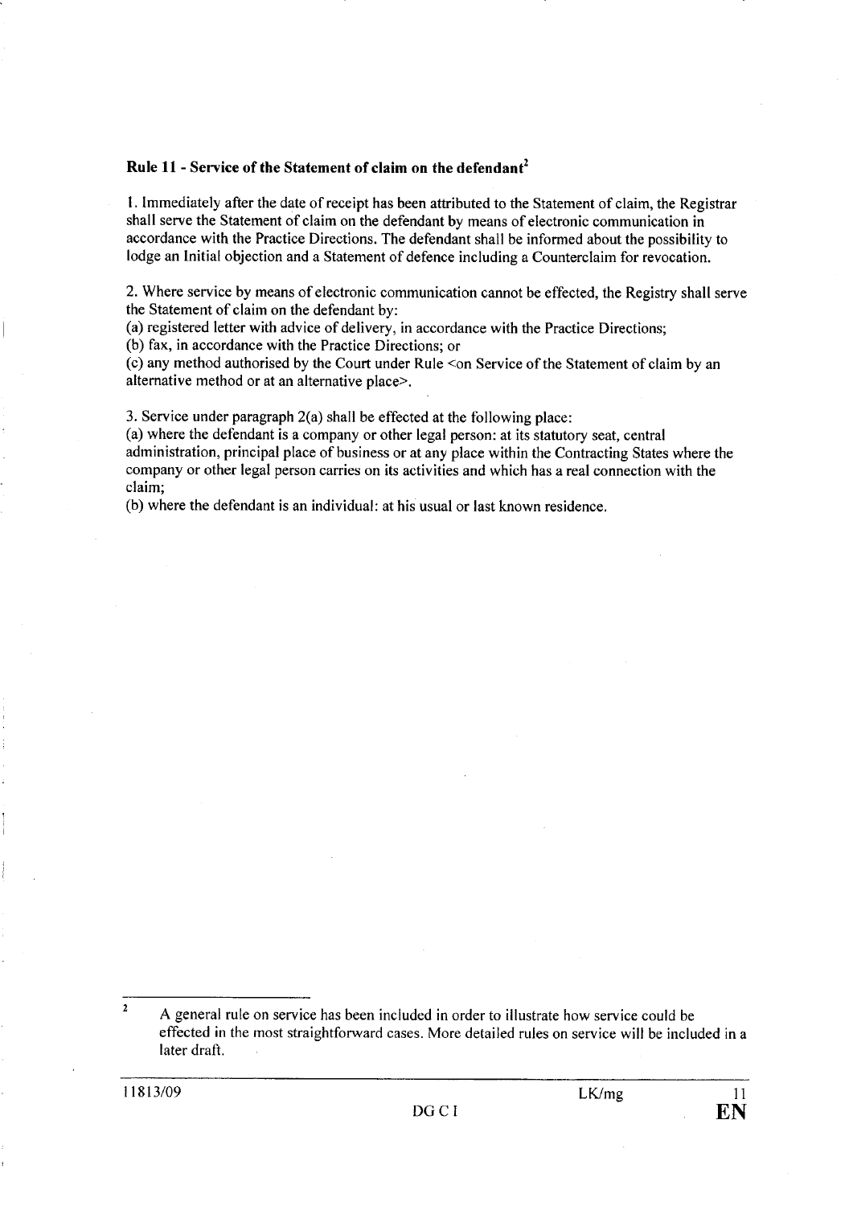**Rule 11 - Service of the Statement of claim on the defendant**[2]

1. Immediately after the date of receipt has been attributed to the Statement of claim, the Registrar shall serve the Statement of claim on the defendant by means of electronic communication in accordance with the Practice Directions. The defendant shall be informed about the possibility to lodge an Initial objection and a Statement of defence including a Counterclaim for revocation.

2. Where service by means of electronic communication cannot be effected, the Registry shall serve the Statement of claim on the defendant by:
(a) registered letter with advice of delivery, in accordance with the Practice Directions;
(b) fax, in accordance with the Practice Directions; or
(c) any method authorised by the Court under Rule <on Service of the Statement of claim by an alternative method or at an alternative place>.

3. Service under paragraph 2(a) shall be effected at the following place:
(a) where the defendant is a company or other legal person: at its statutory seat, central administration, principal place of business or at any place within the Contracting States where the company or other legal person carries on its activities and which has a real connection with the claim;
(b) where the defendant is an individual: at his usual or last known residence.

---

[2] A general rule on service has been included in order to illustrate how service could be effected in the most straightforward cases. More detailed rules on service will be included in a later draft.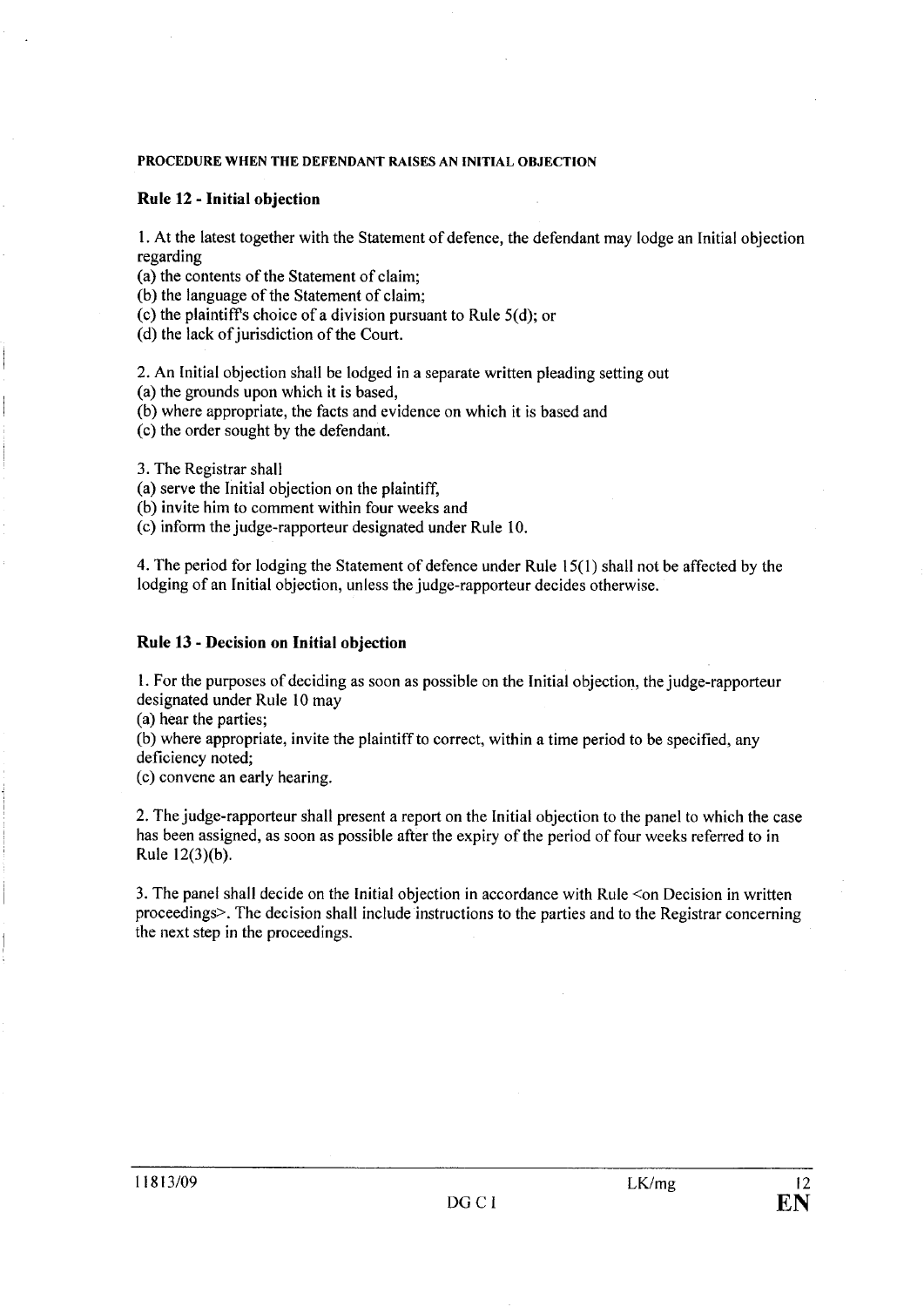**PROCEDURE WHEN THE DEFENDANT RAISES AN INITIAL OBJECTION**

**Rule 12 - Initial objection**

1. At the latest together with the Statement of defence, the defendant may lodge an Initial objection regarding
(a) the contents of the Statement of claim;
(b) the language of the Statement of claim;
(c) the plaintiff's choice of a division pursuant to Rule 5(d); or
(d) the lack of jurisdiction of the Court.

2. An Initial objection shall be lodged in a separate written pleading setting out
(a) the grounds upon which it is based,
(b) where appropriate, the facts and evidence on which it is based and
(c) the order sought by the defendant.

3. The Registrar shall
(a) serve the Initial objection on the plaintiff,
(b) invite him to comment within four weeks and
(c) inform the judge-rapporteur designated under Rule 10.

4. The period for lodging the Statement of defence under Rule 15(1) shall not be affected by the lodging of an Initial objection, unless the judge-rapporteur decides otherwise.

**Rule 13 - Decision on Initial objection**

1. For the purposes of deciding as soon as possible on the Initial objection, the judge-rapporteur designated under Rule 10 may
(a) hear the parties;
(b) where appropriate, invite the plaintiff to correct, within a time period to be specified, any deficiency noted;
(c) convene an early hearing.

2. The judge-rapporteur shall present a report on the Initial objection to the panel to which the case has been assigned, as soon as possible after the expiry of the period of four weeks referred to in Rule 12(3)(b).

3. The panel shall decide on the Initial objection in accordance with Rule <on Decision in written proceedings>. The decision shall include instructions to the parties and to the Registrar concerning the next step in the proceedings.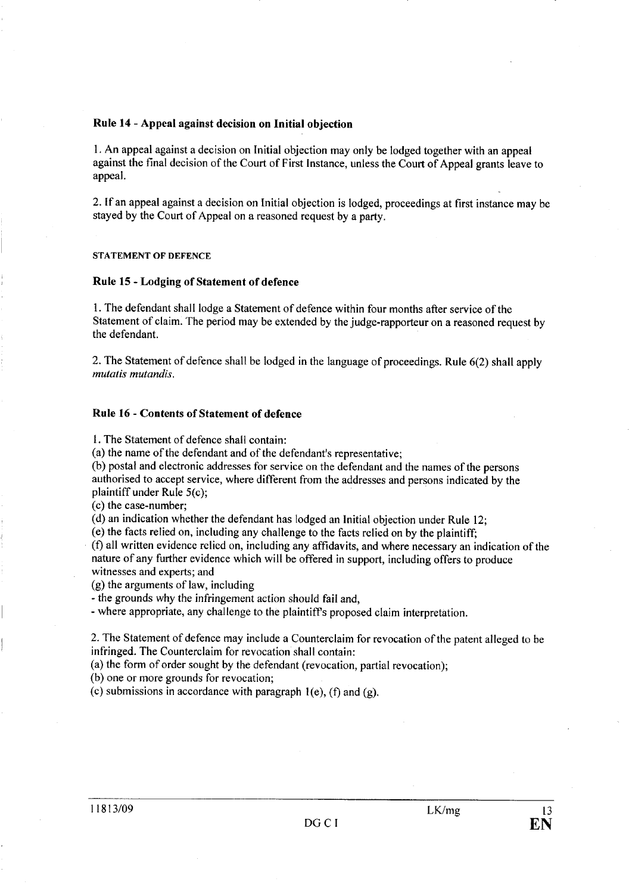### Rule 14 - Appeal against decision on Initial objection

1. An appeal against a decision on Initial objection may only be lodged together with an appeal against the final decision of the Court of First Instance, unless the Court of Appeal grants leave to appeal.

2. If an appeal against a decision on Initial objection is lodged, proceedings at first instance may be stayed by the Court of Appeal on a reasoned request by a party.

## STATEMENT OF DEFENCE

### Rule 15 - Lodging of Statement of defence

1. The defendant shall lodge a Statement of defence within four months after service of the Statement of claim. The period may be extended by the judge-rapporteur on a reasoned request by the defendant.

2. The Statement of defence shall be lodged in the language of proceedings. Rule 6(2) shall apply *mutatis mutandis*.

### Rule 16 - Contents of Statement of defence

1. The Statement of defence shall contain:
(a) the name of the defendant and of the defendant's representative;
(b) postal and electronic addresses for service on the defendant and the names of the persons authorised to accept service, where different from the addresses and persons indicated by the plaintiff under Rule 5(c);
(c) the case-number;
(d) an indication whether the defendant has lodged an Initial objection under Rule 12;
(e) the facts relied on, including any challenge to the facts relied on by the plaintiff;
(f) all written evidence relied on, including any affidavits, and where necessary an indication of the nature of any further evidence which will be offered in support, including offers to produce witnesses and experts; and
(g) the arguments of law, including
- the grounds why the infringement action should fail and,
- where appropriate, any challenge to the plaintiff's proposed claim interpretation.

2. The Statement of defence may include a Counterclaim for revocation of the patent alleged to be infringed. The Counterclaim for revocation shall contain:
(a) the form of order sought by the defendant (revocation, partial revocation);
(b) one or more grounds for revocation;
(c) submissions in accordance with paragraph 1(e), (f) and (g).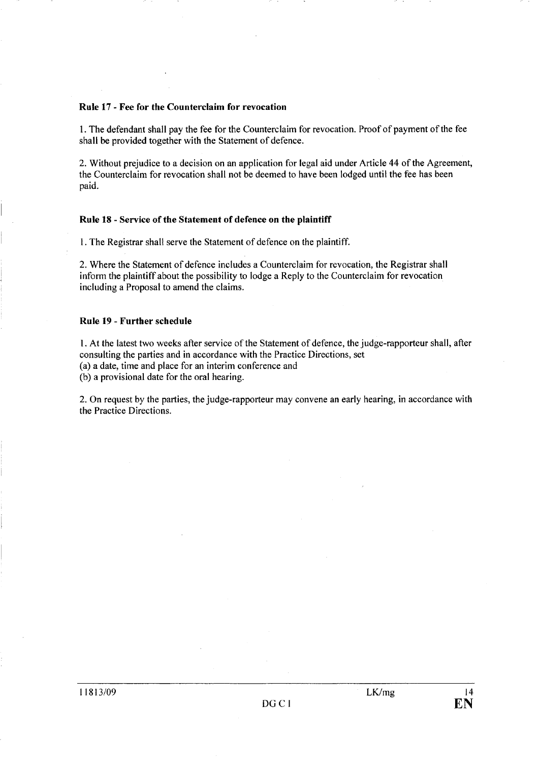**Rule 17 - Fee for the Counterclaim for revocation**

1. The defendant shall pay the fee for the Counterclaim for revocation. Proof of payment of the fee shall be provided together with the Statement of defence.

2. Without prejudice to a decision on an application for legal aid under Article 44 of the Agreement, the Counterclaim for revocation shall not be deemed to have been lodged until the fee has been paid.

**Rule 18 - Service of the Statement of defence on the plaintiff**

1. The Registrar shall serve the Statement of defence on the plaintiff.

2. Where the Statement of defence includes a Counterclaim for revocation, the Registrar shall inform the plaintiff about the possibility to lodge a Reply to the Counterclaim for revocation including a Proposal to amend the claims.

**Rule 19 - Further schedule**

1. At the latest two weeks after service of the Statement of defence, the judge-rapporteur shall, after consulting the parties and in accordance with the Practice Directions, set
(a) a date, time and place for an interim conference and
(b) a provisional date for the oral hearing.

2. On request by the parties, the judge-rapporteur may convene an early hearing, in accordance with the Practice Directions.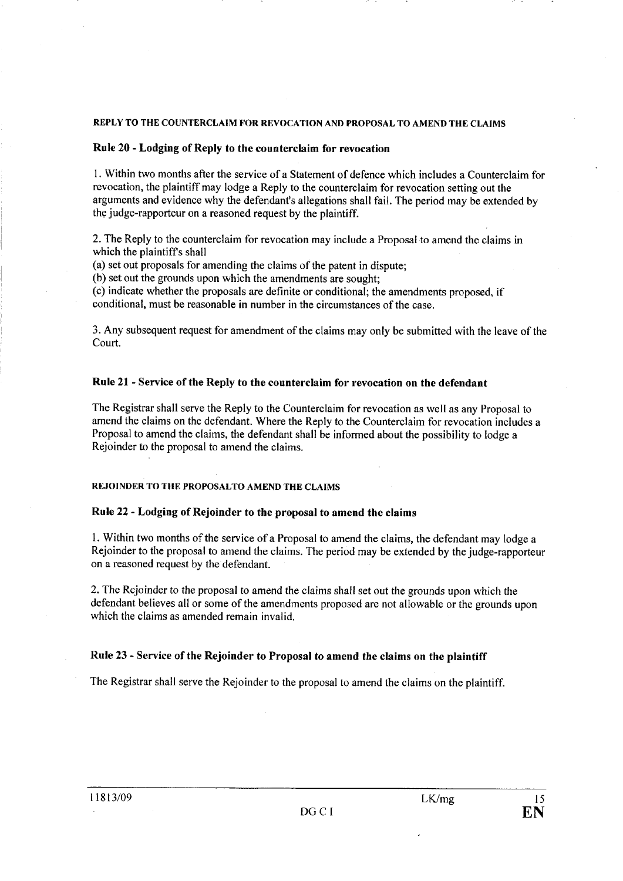#### REPLY TO THE COUNTERCLAIM FOR REVOCATION AND PROPOSAL TO AMEND THE CLAIMS

### Rule 20 - Lodging of Reply to the counterclaim for revocation

1. Within two months after the service of a Statement of defence which includes a Counterclaim for revocation, the plaintiff may lodge a Reply to the counterclaim for revocation setting out the arguments and evidence why the defendant's allegations shall fail. The period may be extended by the judge-rapporteur on a reasoned request by the plaintiff.

2. The Reply to the counterclaim for revocation may include a Proposal to amend the claims in which the plaintiff's shall
(a) set out proposals for amending the claims of the patent in dispute;
(b) set out the grounds upon which the amendments are sought;
(c) indicate whether the proposals are definite or conditional; the amendments proposed, if conditional, must be reasonable in number in the circumstances of the case.

3. Any subsequent request for amendment of the claims may only be submitted with the leave of the Court.

### Rule 21 - Service of the Reply to the counterclaim for revocation on the defendant

The Registrar shall serve the Reply to the Counterclaim for revocation as well as any Proposal to amend the claims on the defendant. Where the Reply to the Counterclaim for revocation includes a Proposal to amend the claims, the defendant shall be informed about the possibility to lodge a Rejoinder to the proposal to amend the claims.

#### REJOINDER TO THE PROPOSALTO AMEND THE CLAIMS

### Rule 22 - Lodging of Rejoinder to the proposal to amend the claims

1. Within two months of the service of a Proposal to amend the claims, the defendant may lodge a Rejoinder to the proposal to amend the claims. The period may be extended by the judge-rapporteur on a reasoned request by the defendant.

2. The Rejoinder to the proposal to amend the claims shall set out the grounds upon which the defendant believes all or some of the amendments proposed are not allowable or the grounds upon which the claims as amended remain invalid.

### Rule 23 - Service of the Rejoinder to Proposal to amend the claims on the plaintiff

The Registrar shall serve the Rejoinder to the proposal to amend the claims on the plaintiff.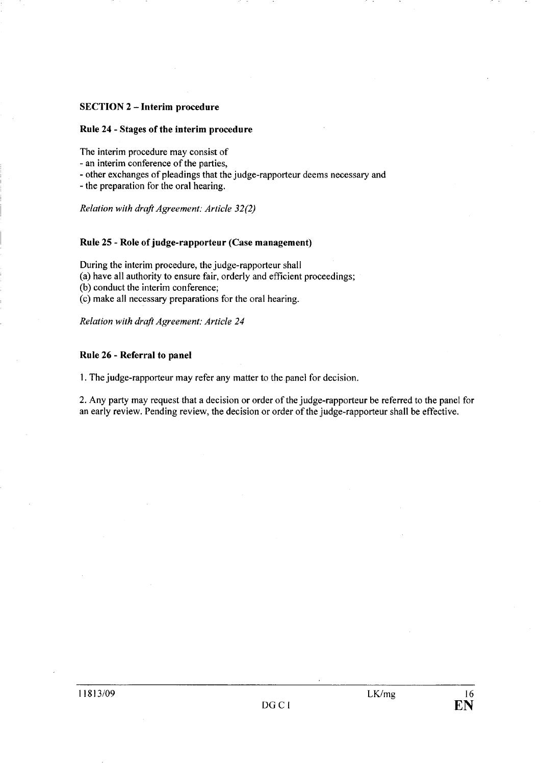## SECTION 2 – Interim procedure

### Rule 24 - Stages of the interim procedure

The interim procedure may consist of
- an interim conference of the parties,
- other exchanges of pleadings that the judge-rapporteur deems necessary and
- the preparation for the oral hearing.

*Relation with draft Agreement: Article 32(2)*

### Rule 25 - Role of judge-rapporteur (Case management)

During the interim procedure, the judge-rapporteur shall
(a) have all authority to ensure fair, orderly and efficient proceedings;
(b) conduct the interim conference;
(c) make all necessary preparations for the oral hearing.

*Relation with draft Agreement: Article 24*

### Rule 26 - Referral to panel

1. The judge-rapporteur may refer any matter to the panel for decision.

2. Any party may request that a decision or order of the judge-rapporteur be referred to the panel for an early review. Pending review, the decision or order of the judge-rapporteur shall be effective.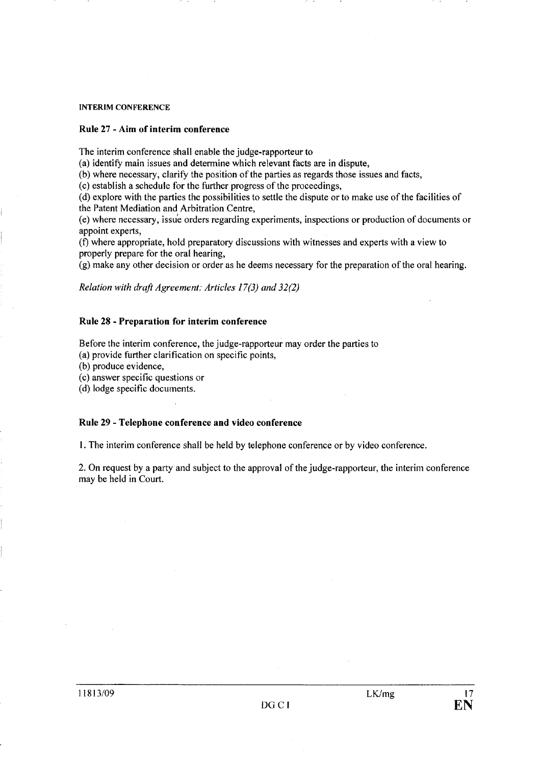#### INTERIM CONFERENCE

### Rule 27 - Aim of interim conference

The interim conference shall enable the judge-rapporteur to

(a) identify main issues and determine which relevant facts are in dispute,

(b) where necessary, clarify the position of the parties as regards those issues and facts,

(c) establish a schedule for the further progress of the proceedings,

(d) explore with the parties the possibilities to settle the dispute or to make use of the facilities of the Patent Mediation and Arbitration Centre,

(e) where necessary, issue orders regarding experiments, inspections or production of documents or appoint experts,

(f) where appropriate, hold preparatory discussions with witnesses and experts with a view to properly prepare for the oral hearing,

(g) make any other decision or order as he deems necessary for the preparation of the oral hearing.

*Relation with draft Agreement: Articles 17(3) and 32(2)*

### Rule 28 - Preparation for interim conference

Before the interim conference, the judge-rapporteur may order the parties to

(a) provide further clarification on specific points,

(b) produce evidence,

(c) answer specific questions or

(d) lodge specific documents.

### Rule 29 - Telephone conference and video conference

1. The interim conference shall be held by telephone conference or by video conference.

2. On request by a party and subject to the approval of the judge-rapporteur, the interim conference may be held in Court.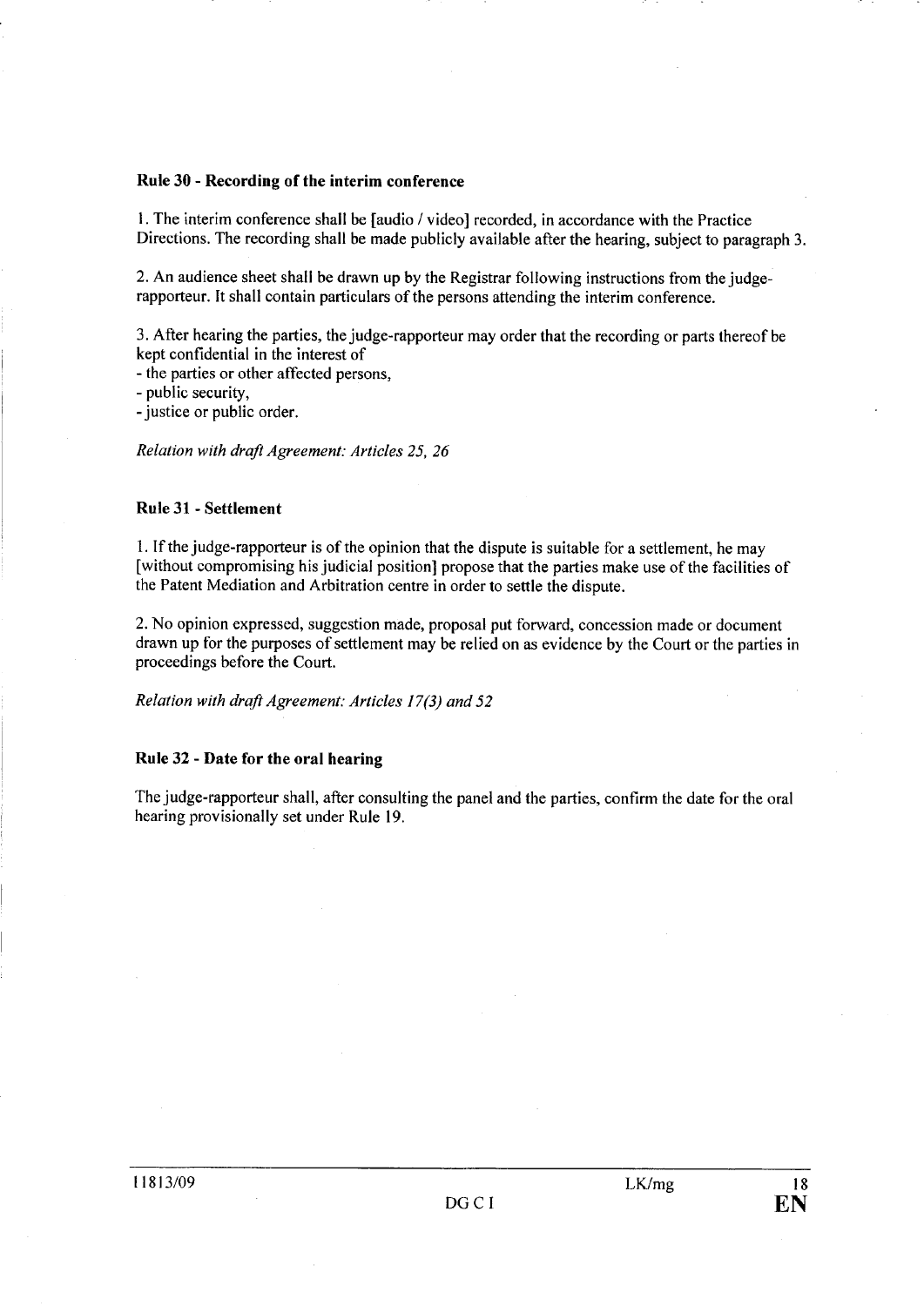**Rule 30 - Recording of the interim conference**

1. The interim conference shall be [audio / video] recorded, in accordance with the Practice Directions. The recording shall be made publicly available after the hearing, subject to paragraph 3.

2. An audience sheet shall be drawn up by the Registrar following instructions from the judge-rapporteur. It shall contain particulars of the persons attending the interim conference.

3. After hearing the parties, the judge-rapporteur may order that the recording or parts thereof be kept confidential in the interest of
- the parties or other affected persons,
- public security,
- justice or public order.

*Relation with draft Agreement: Articles 25, 26*

**Rule 31 - Settlement**

1. If the judge-rapporteur is of the opinion that the dispute is suitable for a settlement, he may [without compromising his judicial position] propose that the parties make use of the facilities of the Patent Mediation and Arbitration centre in order to settle the dispute.

2. No opinion expressed, suggestion made, proposal put forward, concession made or document drawn up for the purposes of settlement may be relied on as evidence by the Court or the parties in proceedings before the Court.

*Relation with draft Agreement: Articles 17(3) and 52*

**Rule 32 - Date for the oral hearing**

The judge-rapporteur shall, after consulting the panel and the parties, confirm the date for the oral hearing provisionally set under Rule 19.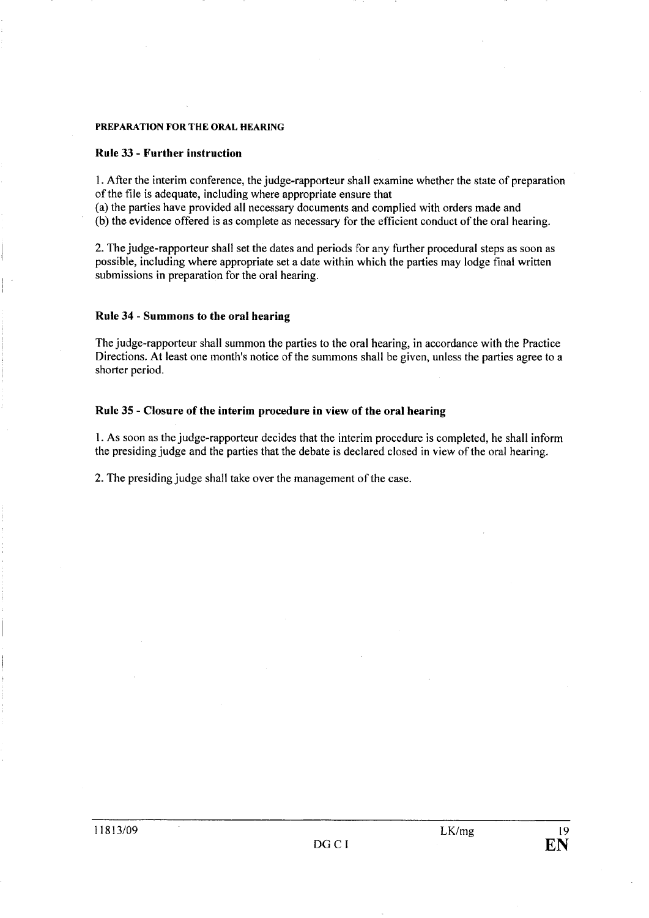**PREPARATION FOR THE ORAL HEARING**

### Rule 33 - Further instruction

1. After the interim conference, the judge-rapporteur shall examine whether the state of preparation of the file is adequate, including where appropriate ensure that
(a) the parties have provided all necessary documents and complied with orders made and
(b) the evidence offered is as complete as necessary for the efficient conduct of the oral hearing.

2. The judge-rapporteur shall set the dates and periods for any further procedural steps as soon as possible, including where appropriate set a date within which the parties may lodge final written submissions in preparation for the oral hearing.

### Rule 34 - Summons to the oral hearing

The judge-rapporteur shall summon the parties to the oral hearing, in accordance with the Practice Directions. At least one month's notice of the summons shall be given, unless the parties agree to a shorter period.

### Rule 35 - Closure of the interim procedure in view of the oral hearing

1. As soon as the judge-rapporteur decides that the interim procedure is completed, he shall inform the presiding judge and the parties that the debate is declared closed in view of the oral hearing.

2. The presiding judge shall take over the management of the case.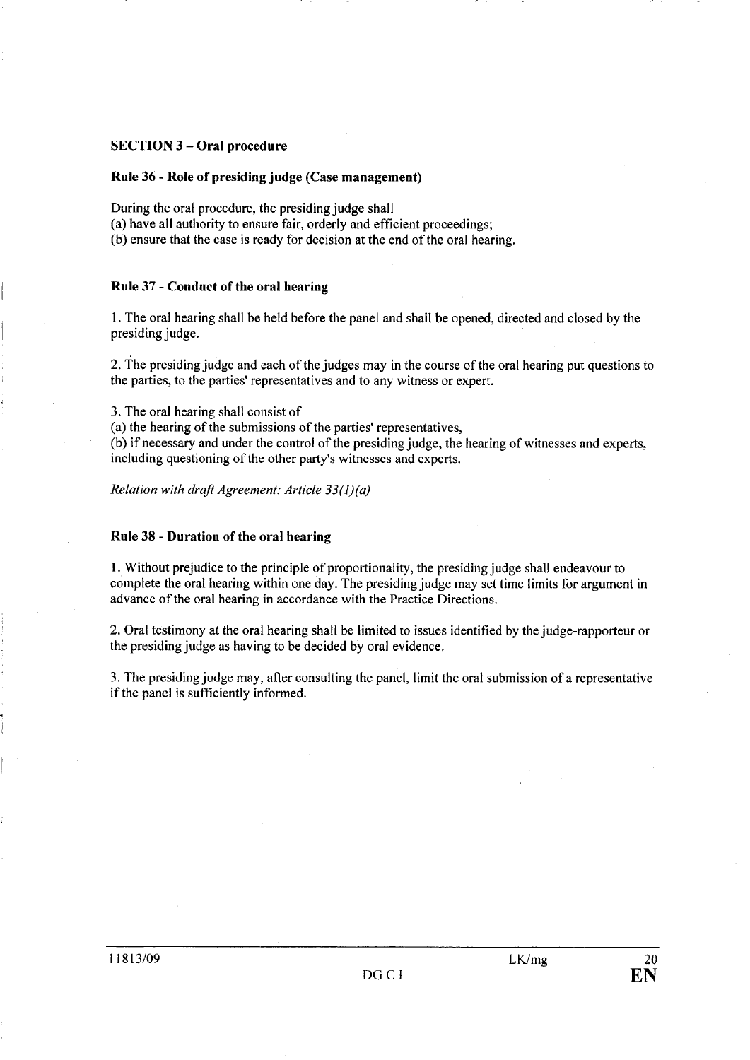**SECTION 3 – Oral procedure**

**Rule 36 - Role of presiding judge (Case management)**

During the oral procedure, the presiding judge shall
(a) have all authority to ensure fair, orderly and efficient proceedings;
(b) ensure that the case is ready for decision at the end of the oral hearing.

**Rule 37 - Conduct of the oral hearing**

1. The oral hearing shall be held before the panel and shall be opened, directed and closed by the presiding judge.

2. The presiding judge and each of the judges may in the course of the oral hearing put questions to the parties, to the parties' representatives and to any witness or expert.

3. The oral hearing shall consist of
(a) the hearing of the submissions of the parties' representatives,
(b) if necessary and under the control of the presiding judge, the hearing of witnesses and experts, including questioning of the other party's witnesses and experts.

*Relation with draft Agreement: Article 33(1)(a)*

**Rule 38 - Duration of the oral hearing**

1. Without prejudice to the principle of proportionality, the presiding judge shall endeavour to complete the oral hearing within one day. The presiding judge may set time limits for argument in advance of the oral hearing in accordance with the Practice Directions.

2. Oral testimony at the oral hearing shall be limited to issues identified by the judge-rapporteur or the presiding judge as having to be decided by oral evidence.

3. The presiding judge may, after consulting the panel, limit the oral submission of a representative if the panel is sufficiently informed.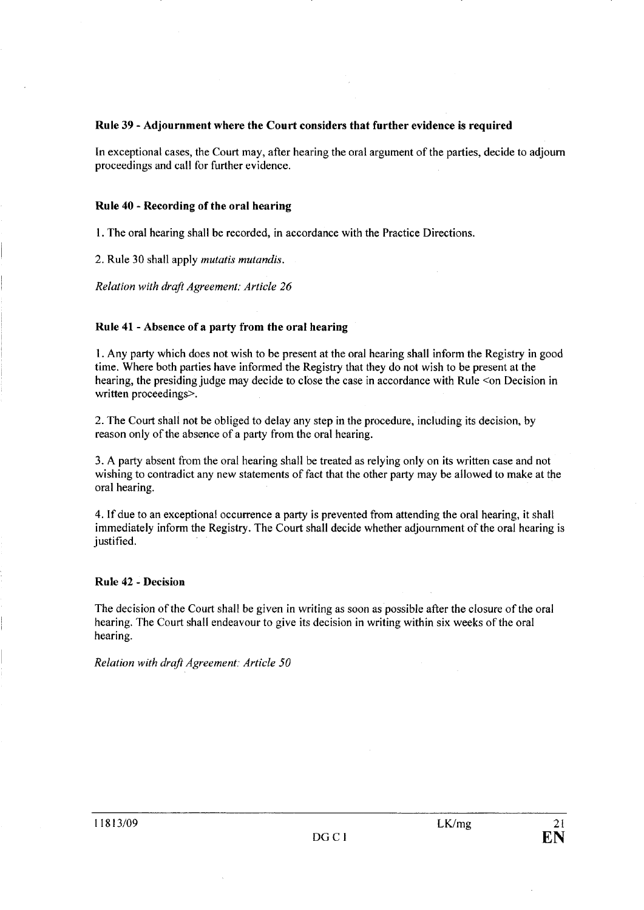**Rule 39 - Adjournment where the Court considers that further evidence is required**

In exceptional cases, the Court may, after hearing the oral argument of the parties, decide to adjourn proceedings and call for further evidence.

**Rule 40 - Recording of the oral hearing**

1. The oral hearing shall be recorded, in accordance with the Practice Directions.

2. Rule 30 shall apply *mutatis mutandis*.

*Relation with draft Agreement: Article 26*

**Rule 41 - Absence of a party from the oral hearing**

1. Any party which does not wish to be present at the oral hearing shall inform the Registry in good time. Where both parties have informed the Registry that they do not wish to be present at the hearing, the presiding judge may decide to close the case in accordance with Rule <on Decision in written proceedings>.

2. The Court shall not be obliged to delay any step in the procedure, including its decision, by reason only of the absence of a party from the oral hearing.

3. A party absent from the oral hearing shall be treated as relying only on its written case and not wishing to contradict any new statements of fact that the other party may be allowed to make at the oral hearing.

4. If due to an exceptional occurrence a party is prevented from attending the oral hearing, it shall immediately inform the Registry. The Court shall decide whether adjournment of the oral hearing is justified.

**Rule 42 - Decision**

The decision of the Court shall be given in writing as soon as possible after the closure of the oral hearing. The Court shall endeavour to give its decision in writing within six weeks of the oral hearing.

*Relation with draft Agreement: Article 50*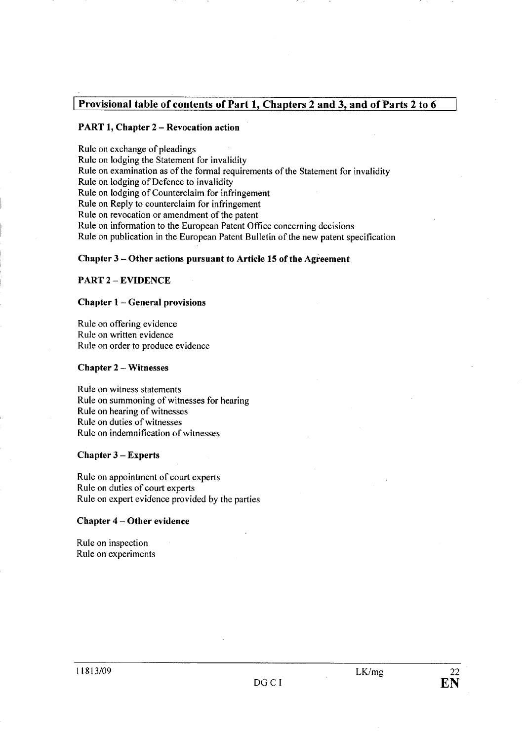## Provisional table of contents of Part 1, Chapters 2 and 3, and of Parts 2 to 6

### PART 1, Chapter 2 – Revocation action

Rule on exchange of pleadings
Rule on lodging the Statement for invalidity
Rule on examination as of the formal requirements of the Statement for invalidity
Rule on lodging of Defence to invalidity
Rule on lodging of Counterclaim for infringement
Rule on Reply to counterclaim for infringement
Rule on revocation or amendment of the patent
Rule on information to the European Patent Office concerning decisions
Rule on publication in the European Patent Bulletin of the new patent specification

### Chapter 3 – Other actions pursuant to Article 15 of the Agreement

### PART 2 – EVIDENCE

#### Chapter 1 – General provisions

Rule on offering evidence
Rule on written evidence
Rule on order to produce evidence

#### Chapter 2 – Witnesses

Rule on witness statements
Rule on summoning of witnesses for hearing
Rule on hearing of witnesses
Rule on duties of witnesses
Rule on indemnification of witnesses

#### Chapter 3 – Experts

Rule on appointment of court experts
Rule on duties of court experts
Rule on expert evidence provided by the parties

#### Chapter 4 – Other evidence

Rule on inspection
Rule on experiments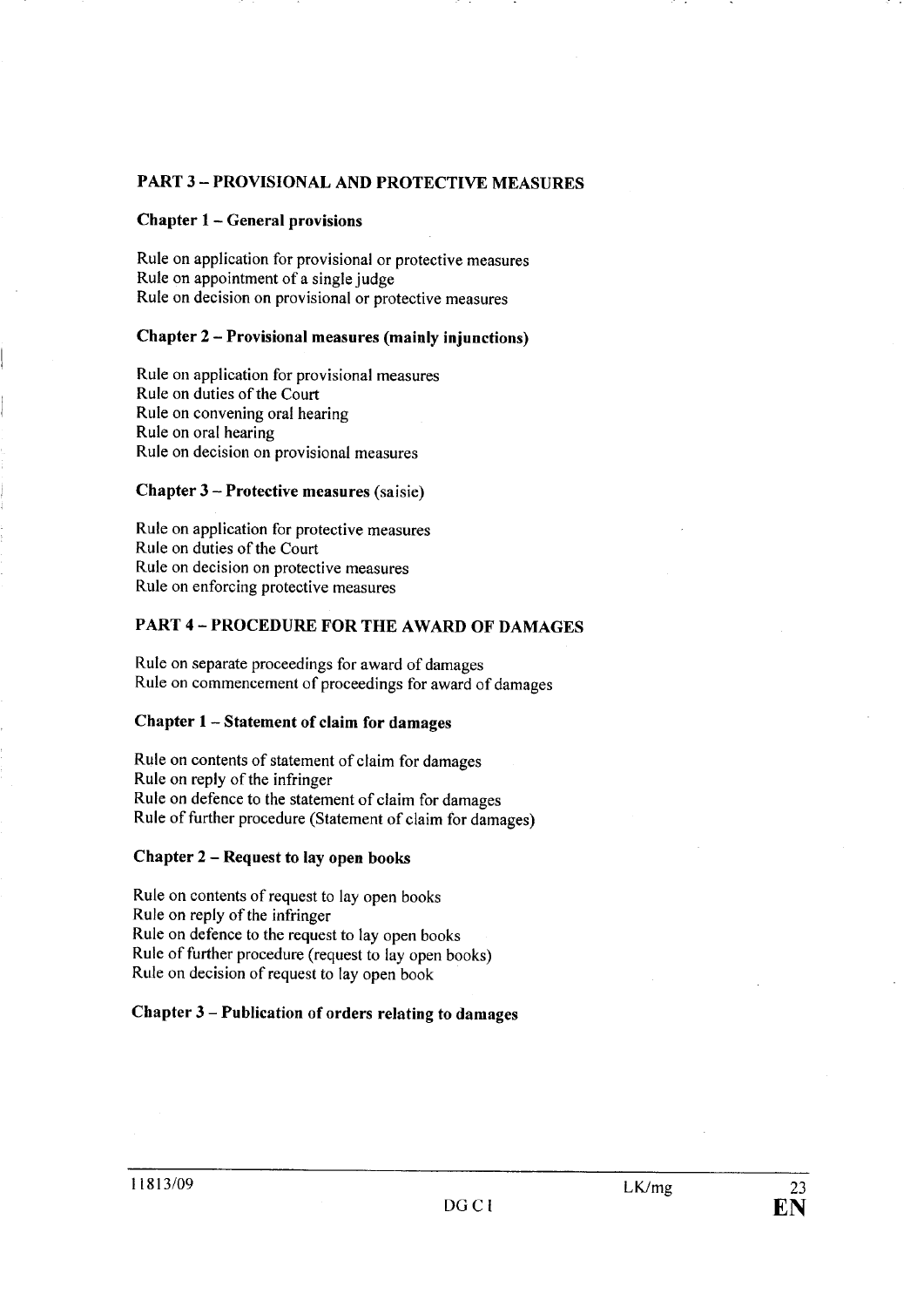## PART 3 – PROVISIONAL AND PROTECTIVE MEASURES

### Chapter 1 – General provisions

Rule on application for provisional or protective measures
Rule on appointment of a single judge
Rule on decision on provisional or protective measures

### Chapter 2 – Provisional measures (mainly injunctions)

Rule on application for provisional measures
Rule on duties of the Court
Rule on convening oral hearing
Rule on oral hearing
Rule on decision on provisional measures

### Chapter 3 – Protective measures (saisie)

Rule on application for protective measures
Rule on duties of the Court
Rule on decision on protective measures
Rule on enforcing protective measures

## PART 4 – PROCEDURE FOR THE AWARD OF DAMAGES

Rule on separate proceedings for award of damages
Rule on commencement of proceedings for award of damages

### Chapter 1 – Statement of claim for damages

Rule on contents of statement of claim for damages
Rule on reply of the infringer
Rule on defence to the statement of claim for damages
Rule of further procedure (Statement of claim for damages)

### Chapter 2 – Request to lay open books

Rule on contents of request to lay open books
Rule on reply of the infringer
Rule on defence to the request to lay open books
Rule of further procedure (request to lay open books)
Rule on decision of request to lay open book

### Chapter 3 – Publication of orders relating to damages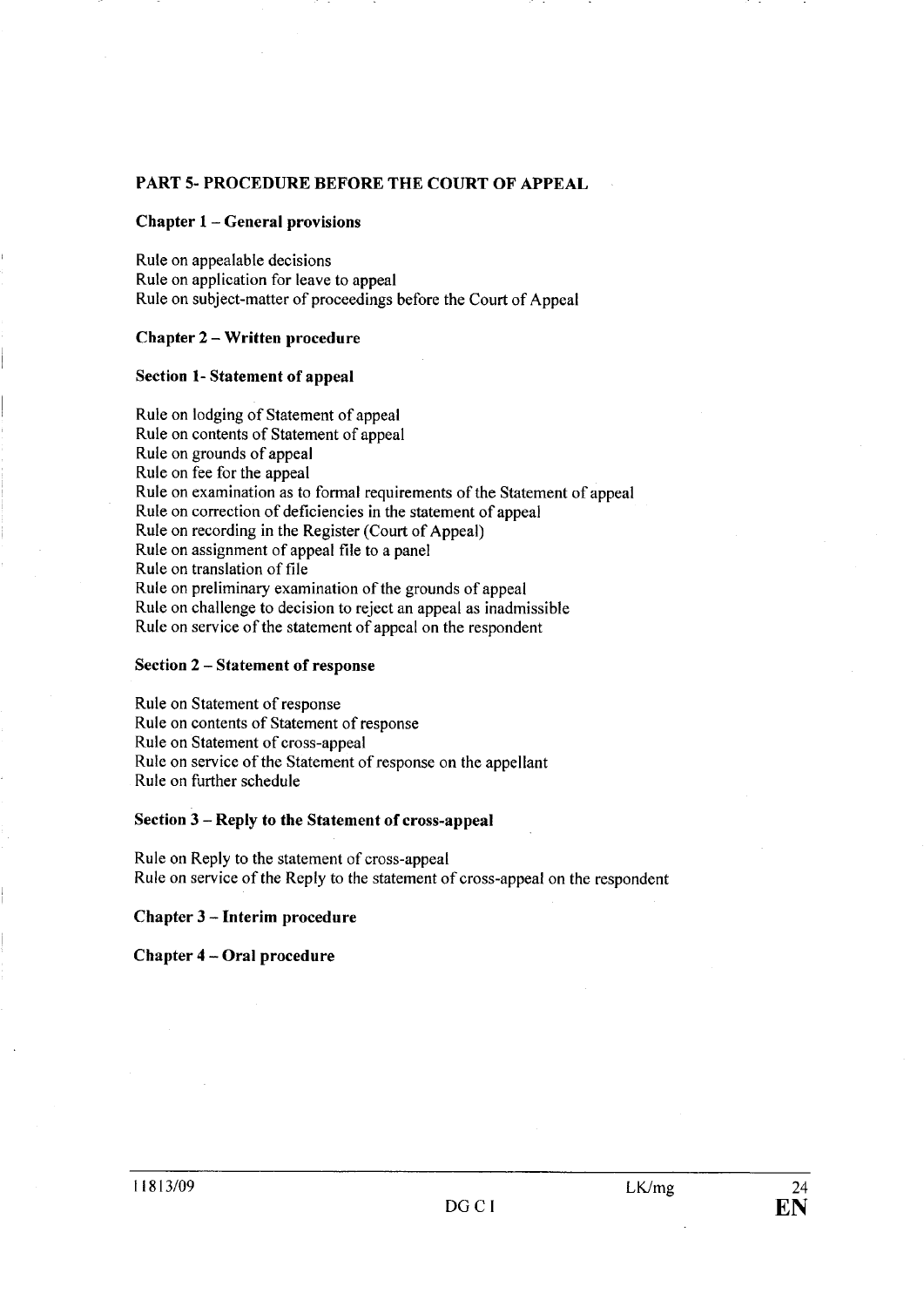## PART 5- PROCEDURE BEFORE THE COURT OF APPEAL

### Chapter 1 – General provisions

Rule on appealable decisions
Rule on application for leave to appeal
Rule on subject-matter of proceedings before the Court of Appeal

### Chapter 2 – Written procedure

#### Section 1- Statement of appeal

Rule on lodging of Statement of appeal
Rule on contents of Statement of appeal
Rule on grounds of appeal
Rule on fee for the appeal
Rule on examination as to formal requirements of the Statement of appeal
Rule on correction of deficiencies in the statement of appeal
Rule on recording in the Register (Court of Appeal)
Rule on assignment of appeal file to a panel
Rule on translation of file
Rule on preliminary examination of the grounds of appeal
Rule on challenge to decision to reject an appeal as inadmissible
Rule on service of the statement of appeal on the respondent

#### Section 2 – Statement of response

Rule on Statement of response
Rule on contents of Statement of response
Rule on Statement of cross-appeal
Rule on service of the Statement of response on the appellant
Rule on further schedule

#### Section 3 – Reply to the Statement of cross-appeal

Rule on Reply to the statement of cross-appeal
Rule on service of the Reply to the statement of cross-appeal on the respondent

### Chapter 3 – Interim procedure

### Chapter 4 – Oral procedure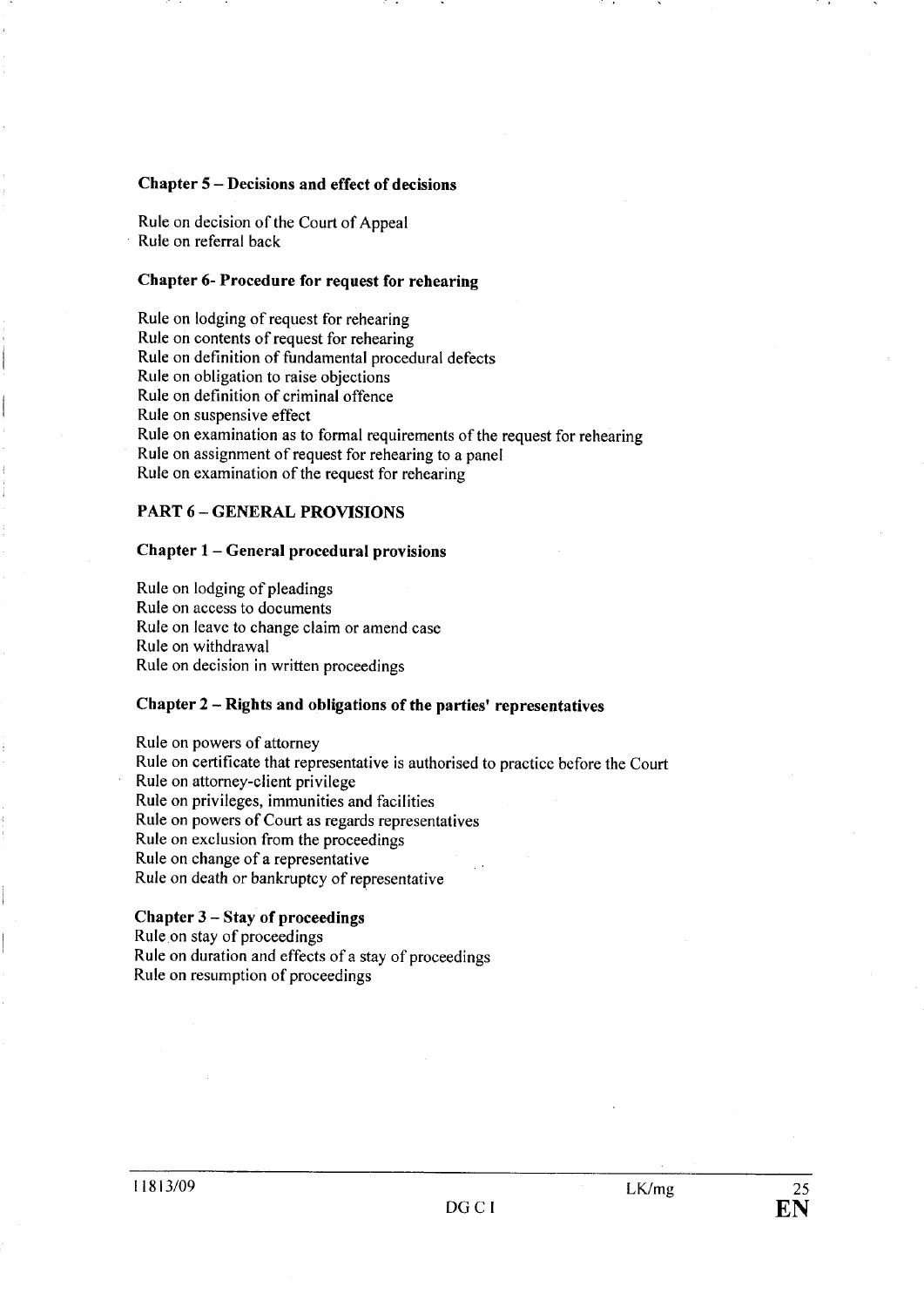**Chapter 5 – Decisions and effect of decisions**

Rule on decision of the Court of Appeal
Rule on referral back

**Chapter 6- Procedure for request for rehearing**

Rule on lodging of request for rehearing
Rule on contents of request for rehearing
Rule on definition of fundamental procedural defects
Rule on obligation to raise objections
Rule on definition of criminal offence
Rule on suspensive effect
Rule on examination as to formal requirements of the request for rehearing
Rule on assignment of request for rehearing to a panel
Rule on examination of the request for rehearing

**PART 6 – GENERAL PROVISIONS**

**Chapter 1 – General procedural provisions**

Rule on lodging of pleadings
Rule on access to documents
Rule on leave to change claim or amend case
Rule on withdrawal
Rule on decision in written proceedings

**Chapter 2 – Rights and obligations of the parties' representatives**

Rule on powers of attorney
Rule on certificate that representative is authorised to practice before the Court
Rule on attorney-client privilege
Rule on privileges, immunities and facilities
Rule on powers of Court as regards representatives
Rule on exclusion from the proceedings
Rule on change of a representative
Rule on death or bankruptcy of representative

**Chapter 3 – Stay of proceedings**

Rule on stay of proceedings
Rule on duration and effects of a stay of proceedings
Rule on resumption of proceedings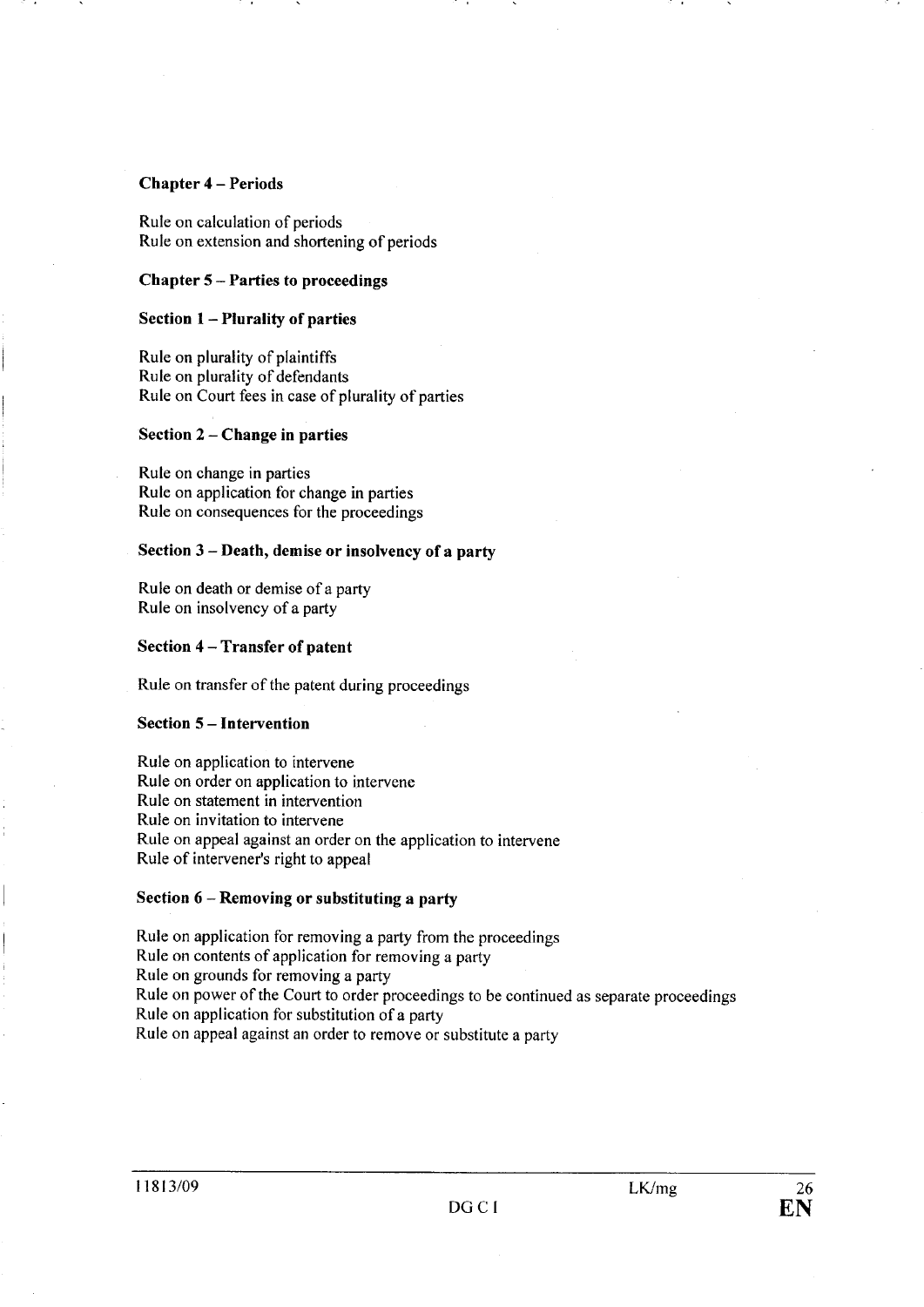**Chapter 4 – Periods**

Rule on calculation of periods
Rule on extension and shortening of periods

**Chapter 5 – Parties to proceedings**

**Section 1 – Plurality of parties**

Rule on plurality of plaintiffs
Rule on plurality of defendants
Rule on Court fees in case of plurality of parties

**Section 2 – Change in parties**

Rule on change in parties
Rule on application for change in parties
Rule on consequences for the proceedings

**Section 3 – Death, demise or insolvency of a party**

Rule on death or demise of a party
Rule on insolvency of a party

**Section 4 – Transfer of patent**

Rule on transfer of the patent during proceedings

**Section 5 – Intervention**

Rule on application to intervene
Rule on order on application to intervene
Rule on statement in intervention
Rule on invitation to intervene
Rule on appeal against an order on the application to intervene
Rule of intervener's right to appeal

**Section 6 – Removing or substituting a party**

Rule on application for removing a party from the proceedings
Rule on contents of application for removing a party
Rule on grounds for removing a party
Rule on power of the Court to order proceedings to be continued as separate proceedings
Rule on application for substitution of a party
Rule on appeal against an order to remove or substitute a party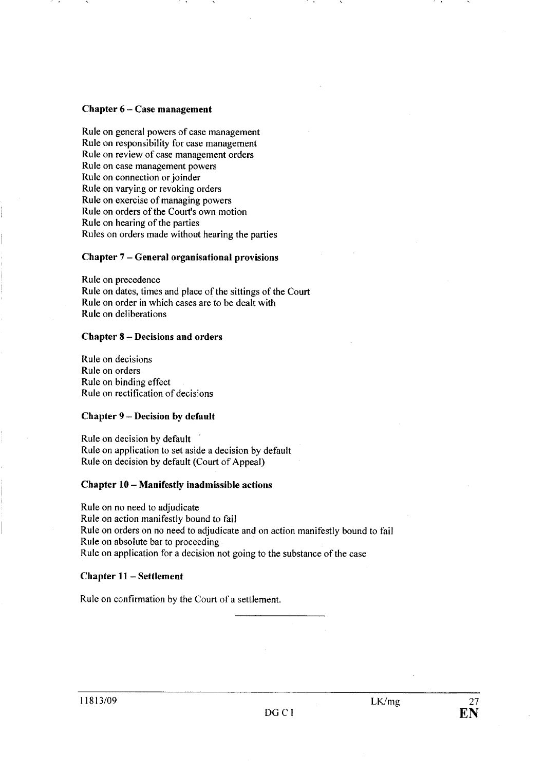**Chapter 6 – Case management**

Rule on general powers of case management
Rule on responsibility for case management
Rule on review of case management orders
Rule on case management powers
Rule on connection or joinder
Rule on varying or revoking orders
Rule on exercise of managing powers
Rule on orders of the Court's own motion
Rule on hearing of the parties
Rules on orders made without hearing the parties

**Chapter 7 – General organisational provisions**

Rule on precedence
Rule on dates, times and place of the sittings of the Court
Rule on order in which cases are to be dealt with
Rule on deliberations

**Chapter 8 – Decisions and orders**

Rule on decisions
Rule on orders
Rule on binding effect
Rule on rectification of decisions

**Chapter 9 – Decision by default**

Rule on decision by default
Rule on application to set aside a decision by default
Rule on decision by default (Court of Appeal)

**Chapter 10 – Manifestly inadmissible actions**

Rule on no need to adjudicate
Rule on action manifestly bound to fail
Rule on orders on no need to adjudicate and on action manifestly bound to fail
Rule on absolute bar to proceeding
Rule on application for a decision not going to the substance of the case

**Chapter 11 – Settlement**

Rule on confirmation by the Court of a settlement.

---